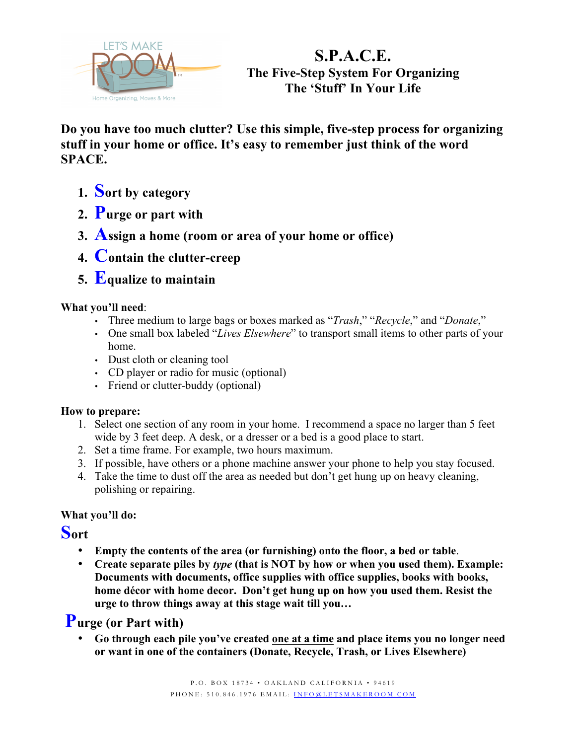LET'S MAKE ROOM™
Home Organizing, Moves & More

# S.P.A.C.E.

## The Five-Step System For Organizing The 'Stuff' In Your Life

**Do you have too much clutter? Use this simple, five-step process for organizing stuff in your home or office. It's easy to remember just think of the word SPACE.**

1. **Sort by category**
2. **Purge or part with**
3. **Assign a home (room or area of your home or office)**
4. **Contain the clutter-creep**
5. **Equalize to maintain**

**What you'll need**:

- Three medium to large bags or boxes marked as "*Trash*," "*Recycle*," and "*Donate*,"
- One small box labeled "*Lives Elsewhere*" to transport small items to other parts of your home.
- Dust cloth or cleaning tool
- CD player or radio for music (optional)
- Friend or clutter-buddy (optional)

**How to prepare:**

1. Select one section of any room in your home. I recommend a space no larger than 5 feet wide by 3 feet deep. A desk, or a dresser or a bed is a good place to start.
2. Set a time frame. For example, two hours maximum.
3. If possible, have others or a phone machine answer your phone to help you stay focused.
4. Take the time to dust off the area as needed but don't get hung up on heavy cleaning, polishing or repairing.

**What you'll do:**

## Sort

- **Empty the contents of the area (or furnishing) onto the floor, a bed or table**.
- **Create separate piles by *type* (that is NOT by how or when you used them). Example: Documents with documents, office supplies with office supplies, books with books, home décor with home decor. Don't get hung up on how you used them. Resist the urge to throw things away at this stage wait till you…**

## Purge (or Part with)

- **Go through each pile you've created <u>one at a time</u> and place items you no longer need or want in one of the containers (Donate, Recycle, Trash, or Lives Elsewhere)**

P.O. BOX 18734 • OAKLAND CALIFORNIA • 94619
PHONE: 510.846.1976 EMAIL: INFO@LETSMAKEROOM.COM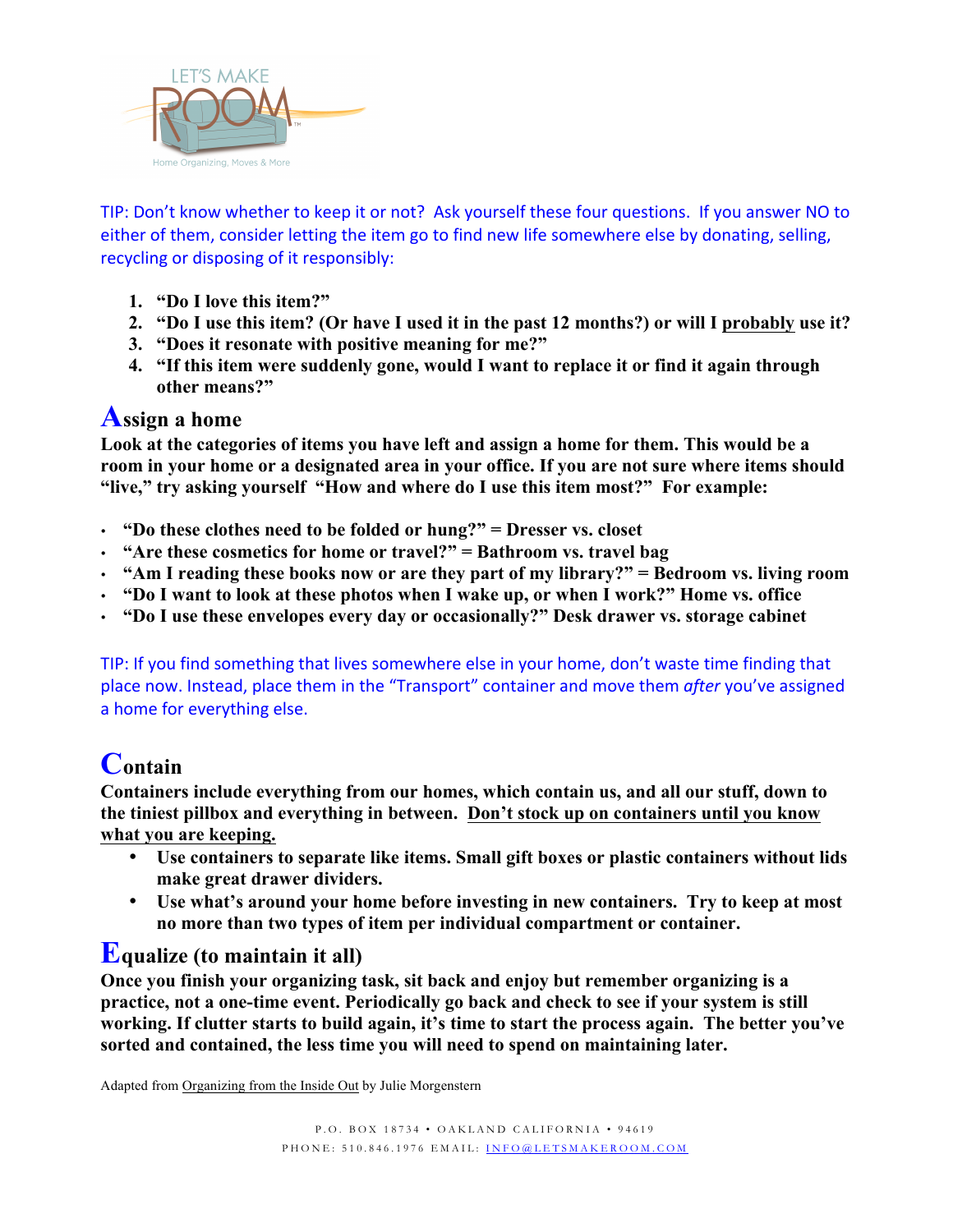TIP: Don't know whether to keep it or not? Ask yourself these four questions. If you answer NO to either of them, consider letting the item go to find new life somewhere else by donating, selling, recycling or disposing of it responsibly:

1. **"Do I love this item?"**
2. **"Do I use this item? (Or have I used it in the past 12 months?) or will I probably use it?**
3. **"Does it resonate with positive meaning for me?"**
4. **"If this item were suddenly gone, would I want to replace it or find it again through other means?"**

## Assign a home

**Look at the categories of items you have left and assign a home for them. This would be a room in your home or a designated area in your office. If you are not sure where items should "live," try asking yourself "How and where do I use this item most?" For example:**

- **"Do these clothes need to be folded or hung?" = Dresser vs. closet**
- **"Are these cosmetics for home or travel?" = Bathroom vs. travel bag**
- **"Am I reading these books now or are they part of my library?" = Bedroom vs. living room**
- **"Do I want to look at these photos when I wake up, or when I work?" Home vs. office**
- **"Do I use these envelopes every day or occasionally?" Desk drawer vs. storage cabinet**

TIP: If you find something that lives somewhere else in your home, don't waste time finding that place now. Instead, place them in the "Transport" container and move them *after* you've assigned a home for everything else.

## Contain

**Containers include everything from our homes, which contain us, and all our stuff, down to the tiniest pillbox and everything in between. Don't stock up on containers until you know what you are keeping.**

- **Use containers to separate like items. Small gift boxes or plastic containers without lids make great drawer dividers.**
- **Use what's around your home before investing in new containers. Try to keep at most no more than two types of item per individual compartment or container.**

## Equalize (to maintain it all)

**Once you finish your organizing task, sit back and enjoy but remember organizing is a practice, not a one-time event. Periodically go back and check to see if your system is still working. If clutter starts to build again, it's time to start the process again. The better you've sorted and contained, the less time you will need to spend on maintaining later.**

Adapted from Organizing from the Inside Out by Julie Morgenstern

P.O. BOX 18734 • OAKLAND CALIFORNIA • 94619
PHONE: 510.846.1976 EMAIL: INFO@LETSMAKEROOM.COM